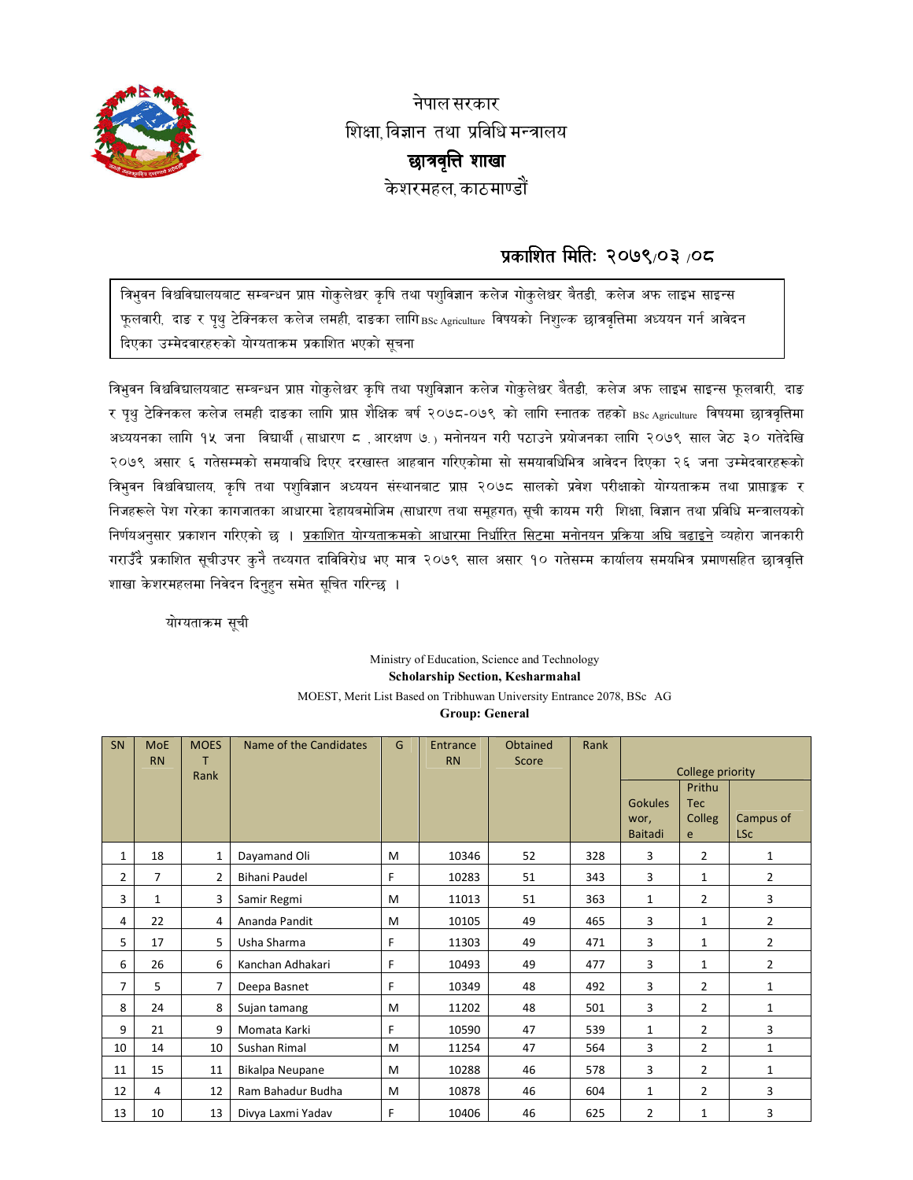नेपाल सरकार

शिक्षा, विज्ञान तथा प्रविधि मन्त्रालय

**छात्रवृत्ति शाखा**

केशरमहल, काठमाण्डौं

**प्रकाशित मितिः २०७९/०३ /०८**

त्रिभुवन विश्वविद्यालयबाट सम्बन्धन प्राप्त गोकुलेश्वर कृषि तथा पशुविज्ञान कलेज गोकुलेश्वर बैतडी, कलेज अफ लाइभ साइन्स फूलवारी, दाङ र पृथु टेक्निकल कलेज लमही, दाङका लागि BSc Agriculture विषयको निशुल्क छात्रवृत्तिमा अध्ययन गर्न आवेदन दिएका उम्मेदवारहरुको योग्यताक्रम प्रकाशित भएको सूचना

त्रिभुवन विश्वविद्यालयबाट सम्बन्धन प्राप्त गोकुलेश्वर कृषि तथा पशुविज्ञान कलेज गोकुलेश्वर बैतडी, कलेज अफ लाइभ साइन्स फूलवारी, दाङ र पृथु टेक्निकल कलेज लमही दाङका लागि प्राप्त शैक्षिक बर्ष २०७८-०७९ को लागि स्नातक तहको BSc Agriculture विषयमा छात्रवृत्तिमा अध्ययनका लागि १५ जना विद्यार्थी (साधारण ८ , आरक्षण ७ ) मनोनयन गरी पठाउने प्रयोजनका लागि २०७९ साल जेठ ३० गतेदेखि २०७९ असार ६ गतेसम्मको समयावधि दिएर दरखास्त आहवान गरिएकोमा सो समयावधिभित्र आवेदन दिएका २६ जना उम्मेदवारहरूको त्रिभुवन विश्वविद्यालय, कृषि तथा पशुविज्ञान अध्ययन संस्थानबाट प्राप्त २०७८ सालको प्रवेश परीक्षाको योग्यताक्रम तथा प्राप्ताङ्क र निजहरूले पेश गरेका कागजातका आधारमा देहायबमोजिम (साधारण तथा समूहगत) सूची कायम गरी शिक्षा, विज्ञान तथा प्रविधि मन्त्रालयको निर्णयअनुसार प्रकाशन गरिएको छ । <u>प्रकाशित योग्यताक्रमको आधारमा निर्धारित सिटमा मनोनयन प्रक्रिया अघि बढाइने</u> व्यहोरा जानकारी गराउँदै प्रकाशित सूचीउपर कुनै तथ्यगत दाविविरोध भए मात्र २०७९ साल असार १० गतेसम्म कार्यालय समयभित्र प्रमाणसहित छात्रवृत्ति शाखा केशरमहलमा निवेदन दिनुहुन समेत सूचित गरिन्छ ।

योग्यताक्रम सूची

Ministry of Education, Science and Technology

**Scholarship Section, Kesharmahal**

MOEST, Merit List Based on Tribhuwan University Entrance 2078, BSc AG

**Group: General**

| SN | MoE RN | MOEST Rank | Name of the Candidates | G | Entrance RN | Obtained Score | Rank | College priority | | |
|---|---|---|---|---|---|---|---|---|---|---|
| | | | | | | | | Gokuleswor, Baitadi | Prithu Tec College | Campus of LSc |
| 1 | 18 | 1 | Dayamand Oli | M | 10346 | 52 | 328 | 3 | 2 | 1 |
| 2 | 7 | 2 | Bihani Paudel | F | 10283 | 51 | 343 | 3 | 1 | 2 |
| 3 | 1 | 3 | Samir Regmi | M | 11013 | 51 | 363 | 1 | 2 | 3 |
| 4 | 22 | 4 | Ananda Pandit | M | 10105 | 49 | 465 | 3 | 1 | 2 |
| 5 | 17 | 5 | Usha Sharma | F | 11303 | 49 | 471 | 3 | 1 | 2 |
| 6 | 26 | 6 | Kanchan Adhakari | F | 10493 | 49 | 477 | 3 | 1 | 2 |
| 7 | 5 | 7 | Deepa Basnet | F | 10349 | 48 | 492 | 3 | 2 | 1 |
| 8 | 24 | 8 | Sujan tamang | M | 11202 | 48 | 501 | 3 | 2 | 1 |
| 9 | 21 | 9 | Momata Karki | F | 10590 | 47 | 539 | 1 | 2 | 3 |
| 10 | 14 | 10 | Sushan Rimal | M | 11254 | 47 | 564 | 3 | 2 | 1 |
| 11 | 15 | 11 | Bikalpa Neupane | M | 10288 | 46 | 578 | 3 | 2 | 1 |
| 12 | 4 | 12 | Ram Bahadur Budha | M | 10878 | 46 | 604 | 1 | 2 | 3 |
| 13 | 10 | 13 | Divya Laxmi Yadav | F | 10406 | 46 | 625 | 2 | 1 | 3 |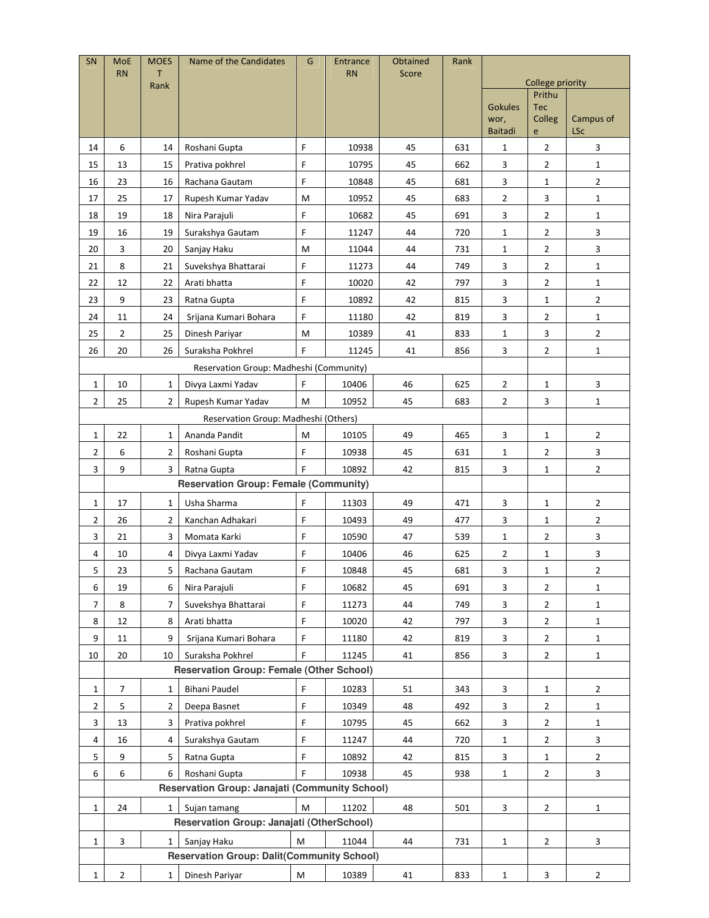| SN | MoE RN | MOEST Rank | Name of the Candidates | G | Entrance RN | Obtained Score | Rank | College priority | | |
|---|---|---|---|---|---|---|---|---|---|---|
| | | | | | | | | Gokuleswor, Baitadi | Prithu Tec College | Campus of LSc |
| 14 | 6 | 14 | Roshani Gupta | F | 10938 | 45 | 631 | 1 | 2 | 3 |
| 15 | 13 | 15 | Prativa pokhrel | F | 10795 | 45 | 662 | 3 | 2 | 1 |
| 16 | 23 | 16 | Rachana Gautam | F | 10848 | 45 | 681 | 3 | 1 | 2 |
| 17 | 25 | 17 | Rupesh Kumar Yadav | M | 10952 | 45 | 683 | 2 | 3 | 1 |
| 18 | 19 | 18 | Nira Parajuli | F | 10682 | 45 | 691 | 3 | 2 | 1 |
| 19 | 16 | 19 | Surakshya Gautam | F | 11247 | 44 | 720 | 1 | 2 | 3 |
| 20 | 3 | 20 | Sanjay Haku | M | 11044 | 44 | 731 | 1 | 2 | 3 |
| 21 | 8 | 21 | Suvekshya Bhattarai | F | 11273 | 44 | 749 | 3 | 2 | 1 |
| 22 | 12 | 22 | Arati bhatta | F | 10020 | 42 | 797 | 3 | 2 | 1 |
| 23 | 9 | 23 | Ratna Gupta | F | 10892 | 42 | 815 | 3 | 1 | 2 |
| 24 | 11 | 24 | Srijana Kumari Bohara | F | 11180 | 42 | 819 | 3 | 2 | 1 |
| 25 | 2 | 25 | Dinesh Pariyar | M | 10389 | 41 | 833 | 1 | 3 | 2 |
| 26 | 20 | 26 | Suraksha Pokhrel | F | 11245 | 41 | 856 | 3 | 2 | 1 |
| | | | Reservation Group: Madheshi (Community) | | | | | | | |
| 1 | 10 | 1 | Divya Laxmi Yadav | F | 10406 | 46 | 625 | 2 | 1 | 3 |
| 2 | 25 | 2 | Rupesh Kumar Yadav | M | 10952 | 45 | 683 | 2 | 3 | 1 |
| | | | Reservation Group: Madheshi (Others) | | | | | | | |
| 1 | 22 | 1 | Ananda Pandit | M | 10105 | 49 | 465 | 3 | 1 | 2 |
| 2 | 6 | 2 | Roshani Gupta | F | 10938 | 45 | 631 | 1 | 2 | 3 |
| 3 | 9 | 3 | Ratna Gupta | F | 10892 | 42 | 815 | 3 | 1 | 2 |
| | | | **Reservation Group: Female (Community)** | | | | | | | |
| 1 | 17 | 1 | Usha Sharma | F | 11303 | 49 | 471 | 3 | 1 | 2 |
| 2 | 26 | 2 | Kanchan Adhakari | F | 10493 | 49 | 477 | 3 | 1 | 2 |
| 3 | 21 | 3 | Momata Karki | F | 10590 | 47 | 539 | 1 | 2 | 3 |
| 4 | 10 | 4 | Divya Laxmi Yadav | F | 10406 | 46 | 625 | 2 | 1 | 3 |
| 5 | 23 | 5 | Rachana Gautam | F | 10848 | 45 | 681 | 3 | 1 | 2 |
| 6 | 19 | 6 | Nira Parajuli | F | 10682 | 45 | 691 | 3 | 2 | 1 |
| 7 | 8 | 7 | Suvekshya Bhattarai | F | 11273 | 44 | 749 | 3 | 2 | 1 |
| 8 | 12 | 8 | Arati bhatta | F | 10020 | 42 | 797 | 3 | 2 | 1 |
| 9 | 11 | 9 | Srijana Kumari Bohara | F | 11180 | 42 | 819 | 3 | 2 | 1 |
| 10 | 20 | 10 | Suraksha Pokhrel | F | 11245 | 41 | 856 | 3 | 2 | 1 |
| | | | **Reservation Group: Female (Other School)** | | | | | | | |
| 1 | 7 | 1 | Bihani Paudel | F | 10283 | 51 | 343 | 3 | 1 | 2 |
| 2 | 5 | 2 | Deepa Basnet | F | 10349 | 48 | 492 | 3 | 2 | 1 |
| 3 | 13 | 3 | Prativa pokhrel | F | 10795 | 45 | 662 | 3 | 2 | 1 |
| 4 | 16 | 4 | Surakshya Gautam | F | 11247 | 44 | 720 | 1 | 2 | 3 |
| 5 | 9 | 5 | Ratna Gupta | F | 10892 | 42 | 815 | 3 | 1 | 2 |
| 6 | 6 | 6 | Roshani Gupta | F | 10938 | 45 | 938 | 1 | 2 | 3 |
| | | | **Reservation Group: Janajati (Community School)** | | | | | | | |
| 1 | 24 | 1 | Sujan tamang | M | 11202 | 48 | 501 | 3 | 2 | 1 |
| | | | **Reservation Group: Janajati (OtherSchool)** | | | | | | | |
| 1 | 3 | 1 | Sanjay Haku | M | 11044 | 44 | 731 | 1 | 2 | 3 |
| | | | **Reservation Group: Dalit(Community School)** | | | | | | | |
| 1 | 2 | 1 | Dinesh Pariyar | M | 10389 | 41 | 833 | 1 | 3 | 2 |